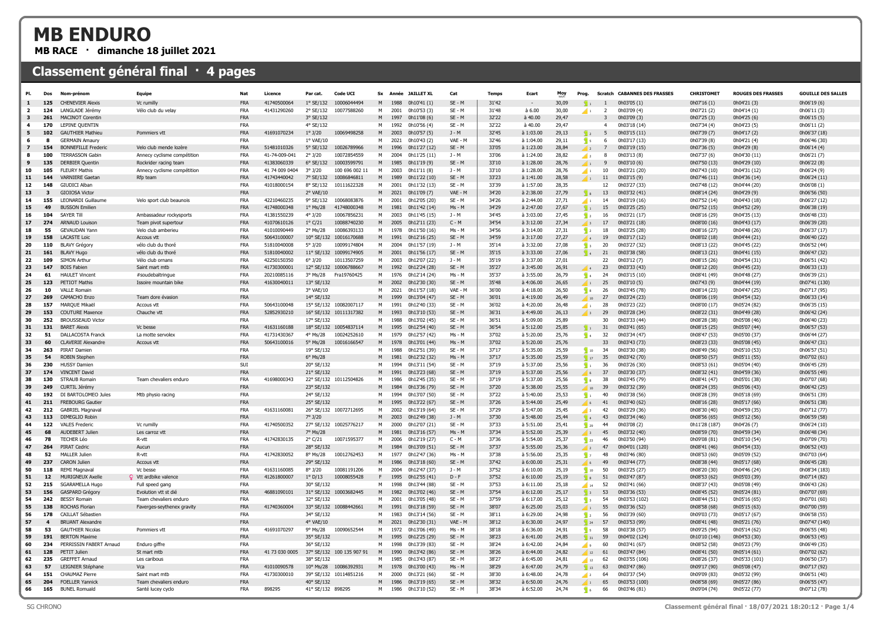# MB ENDURO

**MB RACE · dimanche 18 juillet 2021**

## Classement général final · 4 pages

| Pl. | Dos | Nom-prénom | Equipe | Nat | Licence | Par cat. | Code UCI | Sx | Année | JAILLET XL | Cat | Temps | Ecart | Moy | Prog. | Scratch | CABANNES DES FRASSES | CHRISTOMET | ROUGES DES FRASSES | GOUILLE DES SALLES |
|---|---|---|---|---|---|---|---|---|---|---|---|---|---|---|---|---|---|---|---|---|
| 1 | 125 | CHENEVIER Alexis | Vc rumilly | FRA | 41740500064 | 1° SE/132 | 10006044494 | M | 1988 | 0h10'41 (1) | SE - M | 31'42 | - | 30,09 | 1 | 1 | 0h03'05 (1) | 0h07'16 (1) | 0h04'21 (3) | 0h06'19 (6) |
| 2 | 124 | LANGLADE Jérémy | Vélo club du velay | FRA | 41431290260 | 2° SE/132 | 10077588260 | M | 2001 | 0h10'53 (3) | SE - M | 31'48 | à 6.00 | 30,00 | 1 | 2 | 0h03'09 (4) | 0h07'21 (2) | 0h04'14 (1) | 0h06'11 (3) |
| 3 | 261 | MACINOT Corentin | | FRA | | 3° SE/132 | | M | 1997 | 0h11'08 (6) | SE - M | 32'22 | à 40.00 | 29,47 | | 3 | 0h03'09 (3) | 0h07'25 (3) | 0h04'25 (6) | 0h06'15 (5) |
| 4 | 170 | LEPINE QUENTIN | | FRA | | 4° SE/132 | | M | 1992 | 0h10'56 (4) | SE - M | 32'22 | à 40.00 | 29,47 | | 4 | 0h03'18 (14) | 0h07'34 (4) | 0h04'23 (5) | 0h06'11 (2) |
| 5 | 102 | GAUTHIER Mathieu | Pommiers vtt | FRA | 41691070234 | 1° J/20 | 10069498258 | M | 2003 | 0h10'57 (5) | J - M | 32'45 | à 1:03.00 | 29,13 | 2 | 5 | 0h03'15 (11) | 0h07'39 (7) | 0h04'17 (2) | 0h06'37 (18) |
| 6 | 8 | GERMAIN Amaury | | FRA | | 1° VAE/10 | | M | 2021 | 0h10'43 (2) | VAE - M | 32'46 | à 1:04.00 | 29,11 | 5 | 6 | 0h03'17 (13) | 0h07'39 (8) | 0h04'21 (4) | 0h06'46 (30) |
| 7 | 154 | BONNEFILLE Frederic | Velo club mende lozère | FRA | 51481010326 | 5° SE/132 | 10026789966 | M | 1996 | 0h11'27 (12) | SE - M | 33'05 | à 1:23.00 | 28,84 | 2 | 7 | 0h03'19 (15) | 0h07'36 (5) | 0h04'29 (8) | 0h06'14 (4) |
| 8 | 100 | TERRASSON Gabin | Annecy cyclisme compétition | FRA | 41-74-009-041 | 2° J/20 | 10072854559 | M | 2004 | 0h11'25 (11) | J - M | 33'06 | à 1:24.00 | 28,82 | 2 | 8 | 0h03'13 (8) | 0h07'37 (6) | 0h04'30 (11) | 0h06'21 (7) |
| 9 | 135 | DERBIER Quentin | Rockrider racing team | FRA | 41383060339 | 6° SE/132 | 10003599791 | M | 1985 | 0h11'19 (9) | SE - M | 33'10 | à 1:28.00 | 28,76 | 1 | 9 | 0h03'10 (6) | 0h07'50 (13) | 0h04'29 (10) | 0h06'22 (8) |
| 10 | 105 | FLEURY Mathis | Annecy cyclisme compétition | FRA | 41 74 009 0404 | 3° J/20 | 100 696 002 11 | M | 2003 | 0h11'11 (8) | J - M | 33'10 | à 1:28.00 | 28,76 | 2 | 10 | 0h03'21 (20) | 0h07'43 (10) | 0h04'31 (12) | 0h06'24 (9) |
| 11 | 144 | VARNIERE Gaetan | Rfp team | FRA | 41743440042 | 7° SE/132 | 10086846811 | M | 1989 | 0h11'22 (10) | SE - M | 33'23 | à 1:41.00 | 28,58 | 1 | 11 | 0h03'15 (9) | 0h07'46 (11) | 0h04'36 (14) | 0h06'24 (11) |
| 12 | 148 | GIUDICI Alban | | FRA | 41018000154 | 8° SE/132 | 10111622328 | M | 2001 | 0h11'32 (13) | SE - M | 33'39 | à 1:57.00 | 28,35 | 1 | 12 | 0h03'27 (33) | 0h07'48 (12) | 0h04'44 (20) | 0h06'08 (1) |
| 13 | 3 | GIOIOSA Victor | | FRA | | 2° VAE/10 | | M | 2021 | 0h11'09 (7) | VAE - M | 34'20 | à 2:38.00 | 27,79 | 6 | 13 | 0h03'32 (41) | 0h08'14 (24) | 0h04'29 (9) | 0h06'56 (50) |
| 14 | 155 | LEONARDI Guillaume | Velo sport club beaunois | FRA | 42210460235 | 9° SE/132 | 10068083876 | M | 2001 | 0h12'05 (20) | SE - M | 34'26 | à 2:44.00 | 27,71 | 6 | 14 | 0h03'19 (16) | 0h07'52 (14) | 0h04'43 (18) | 0h06'27 (12) |
| 15 | 49 | BUSSON Emilien | | FRA | 41748000348 | 1° Ms/28 | 41748000348 | M | 1981 | 0h11'42 (14) | Ms - M | 34'29 | à 2:47.00 | 27,67 | 1 | 15 | 0h03'25 (25) | 0h07'52 (15) | 0h04'52 (29) | 0h06'38 (19) |
| 16 | 104 | SAYER Till | Ambassadeur rockysports | FRA | 41381550239 | 4° J/20 | 10067856231 | M | 2003 | 0h11'45 (15) | J - M | 34'45 | à 3:03.00 | 27,45 | 1 | 16 | 0h03'21 (17) | 0h08'16 (29) | 0h04'35 (13) | 0h06'48 (33) |
| 17 | 274 | ARNAUD Louison | Team pivot supertour | FRA | 41070610126 | 1° C/21 | 10088740230 | M | 2005 | 0h12'11 (23) | C - M | 34'54 | à 3:12.00 | 27,34 | 6 | 17 | 0h03'21 (18) | 0h08'00 (16) | 0h04'43 (17) | 0h06'39 (20) |
| 18 | 55 | GEVAUDAN Yann | Velo club amberieu | FRA | 41010090449 | 2° Ms/28 | 10086393133 | M | 1978 | 0h11'50 (16) | Ms - M | 34'56 | à 3:14.00 | 27,31 | 2 | 18 | 0h03'25 (28) | 0h08'16 (27) | 0h04'48 (26) | 0h06'37 (17) |
| 19 | 158 | LACASTE Loic | Accous vtt | FRA | 50643100007 | 10° SE/132 | 10016170688 | M | 1991 | 0h12'16 (25) | SE - M | 34'59 | à 3:17.00 | 27,27 | 6 | 19 | 0h03'17 (12) | 0h08'02 (18) | 0h04'44 (21) | 0h06'40 (22) |
| 20 | 110 | BLAVY Grégory | vélo club du thoré | FRA | 51810040008 | 5° J/20 | 10099174804 | M | 2004 | 0h11'57 (19) | J - M | 35'14 | à 3:32.00 | 27,08 | 1 | 20 | 0h03'27 (32) | 0h08'13 (22) | 0h04'45 (22) | 0h06'52 (44) |
| 21 | 161 | BLAVY Hugo | vélo club du thoré | FRA | 51810040002 | 11° SE/132 | 10099174905 | M | 2001 | 0h11'56 (17) | SE - M | 35'15 | à 3:33.00 | 27,06 | 4 | 21 | 0h03'38 (58) | 0h08'13 (21) | 0h04'41 (15) | 0h06'47 (32) |
| 22 | 109 | SIMON Arthur | Vélo club ornans | FRA | 42250150350 | 6° J/20 | 10113507259 | M | 2003 | 0h12'07 (22) | J - M | 35'19 | à 3:37.00 | 27,01 | | 22 | 0h03'12 (7) | 0h08'15 (26) | 0h04'54 (31) | 0h06'51 (42) |
| 23 | 147 | BOIS Fabien | Saint mart mtb | FRA | 41730300001 | 12° SE/132 | 10006788667 | M | 1992 | 0h12'24 (28) | SE - M | 35'27 | à 3:45.00 | 26,91 | 5 | 23 | 0h03'33 (43) | 0h08'12 (20) | 0h04'45 (23) | 0h06'33 (13) |
| 24 | 61 | HAULET Vincent | #soudebaltringue | FRA | 20210085116 | 3° Ms/28 | Fra19760425 | M | 1976 | 0h12'14 (24) | Ms - M | 35'37 | à 3:55.00 | 26,79 | 4 | 24 | 0h03'15 (10) | 0h08'41 (49) | 0h04'48 (27) | 0h06'39 (21) |
| 25 | 123 | PETIOT Mathis | Issoire mountain bike | FRA | 41630040011 | 13° SE/132 | | M | 2002 | 0h12'30 (30) | SE - M | 35'48 | à 4:06.00 | 26,65 | 5 | 25 | 0h03'10 (5) | 0h07'43 (9) | 0h04'44 (19) | 0h07'41 (130) |
| 26 | 10 | VALLE Romain | | FRA | | 3° VAE/10 | | M | 2021 | 0h11'57 (18) | VAE - M | 36'00 | à 4:18.00 | 26,50 | 8 | 26 | 0h03'45 (78) | 0h08'14 (23) | 0h04'47 (25) | 0h07'17 (95) |
| 27 | 269 | CAMACHO Enzo | Team dore évasion | FRA | | 14° SE/132 | | M | 1999 | 0h13'04 (47) | SE - M | 36'01 | à 4:19.00 | 26,49 | 20 | 27 | 0h03'24 (23) | 0h08'06 (19) | 0h04'54 (32) | 0h06'33 (14) |
| 28 | 157 | MARQUE Mikaël | Accous vtt | FRA | 50643100048 | 15° SE/132 | 10082007117 | M | 1991 | 0h12'40 (33) | SE - M | 36'02 | à 4:20.00 | 26,48 | 5 | 28 | 0h03'23 (22) | 0h08'00 (17) | 0h05'24 (82) | 0h06'35 (15) |
| 29 | 153 | COUTURE Maxence | Chauche vtt | FRA | 52852930210 | 16° SE/132 | 10111317382 | M | 1993 | 0h13'10 (53) | SE - M | 36'31 | à 4:49.00 | 26,13 | 24 | 29 | 0h03'28 (34) | 0h08'22 (31) | 0h04'49 (28) | 0h06'42 (24) |
| 30 | 252 | BROUSSEAUD Victor | | FRA | | 17° SE/132 | | M | 1988 | 0h13'02 (45) | SE - M | 36'51 | à 5:09.00 | 25,89 | 15 | 30 | 0h03'33 (44) | 0h08'28 (38) | 0h05'08 (46) | 0h06'40 (23) |
| 31 | 131 | BARET Alexis | Vc besse | FRA | 41631160188 | 18° SE/132 | 10054837114 | M | 1995 | 0h12'54 (40) | SE - M | 36'54 | à 5:12.00 | 25,85 | 9 | 31 | 0h03'41 (65) | 0h08'15 (25) | 0h05'07 (44) | 0h06'57 (53) |
| 32 | 51 | DALLACOSTA Franck | La motte servolex | FRA | 41731430367 | 4° Ms/28 | 10024252610 | M | 1979 | 0h12'57 (42) | Ms - M | 37'02 | à 5:20.00 | 25,76 | 10 | 32 | 0h03'34 (47) | 0h08'47 (53) | 0h05'00 (37) | 0h06'44 (27) |
| 33 | 60 | CLAVERIE Alexandre | Accous vtt | FRA | 50643100016 | 5° Ms/28 | 10016166547 | M | 1978 | 0h13'01 (44) | Ms - M | 37'02 | à 5:20.00 | 25,76 | | 33 | 0h03'43 (73) | 0h08'23 (33) | 0h05'08 (45) | 0h06'47 (31) |
| 34 | 263 | PIRAT Damien | | FRA | | 19° SE/132 | | M | 1988 | 0h12'51 (39) | SE - M | 37'17 | à 5:35.00 | 25,59 | 10 | 34 | 0h03'30 (38) | 0h08'49 (56) | 0h05'10 (53) | 0h06'57 (51) |
| 35 | 54 | ROBIN Stephen | | FRA | | 6° Ms/28 | | M | 1981 | 0h12'32 (32) | Ms - M | 37'17 | à 5:35.00 | 25,59 | 17 | 35 | 0h03'42 (70) | 0h08'50 (57) | 0h05'11 (55) | 0h07'02 (61) |
| 36 | 230 | HUSSY Damien | | SUI | | 20° SE/132 | | M | 1994 | 0h13'11 (54) | SE - M | 37'19 | à 5:37.00 | 25,56 | 1 | 36 | 0h03'26 (30) | 0h08'53 (61) | 0h05'04 (40) | 0h06'45 (29) |
| 37 | 174 | VINCENT David | | FRA | | 21° SE/132 | | M | 1991 | 0h13'23 (68) | SE - M | 37'19 | à 5:37.00 | 25,56 | 6 | 37 | 0h03'30 (37) | 0h08'32 (41) | 0h04'59 (36) | 0h06'55 (49) |
| 38 | 130 | STRAUB Romain | Team chevaliers enduro | FRA | 41698000343 | 22° SE/132 | 10112504826 | M | 1986 | 0h12'45 (35) | SE - M | 37'19 | à 5:37.00 | 25,56 | 8 | 38 | 0h03'45 (79) | 0h08'41 (47) | 0h05'01 (38) | 0h07'07 (68) |
| 39 | 249 | CURTIL Jérémy | | FRA | | 23° SE/132 | | M | 1984 | 0h13'36 (79) | SE - M | 37'20 | à 5:38.00 | 25,55 | 10 | 39 | 0h03'32 (39) | 0h08'24 (35) | 0h05'06 (43) | 0h06'42 (25) |
| 40 | 192 | DI BARTOLOMEO Jules | Mtb physio racing | FRA | | 24° SE/132 | | M | 1994 | 0h13'07 (50) | SE - M | 37'22 | à 5:40.00 | 25,53 | 1 | 40 | 0h03'38 (56) | 0h08'28 (39) | 0h05'18 (69) | 0h06'51 (39) |
| 41 | 211 | FREBOURG Gautier | | FRA | | 25° SE/132 | | M | 1995 | 0h13'22 (67) | SE - M | 37'26 | à 5:44.00 | 25,49 | 6 | 41 | 0h03'40 (62) | 0h08'16 (28) | 0h05'17 (66) | 0h06'51 (38) |
| 42 | 212 | GABRIEL Magnaval | | FRA | 41631160081 | 26° SE/132 | 10072712695 | M | 2002 | 0h13'19 (64) | SE - M | 37'29 | à 5:47.00 | 25,45 | 2 | 42 | 0h03'29 (36) | 0h08'30 (40) | 0h04'59 (35) | 0h07'12 (77) |
| 43 | 113 | DIMEGLIO Robin | | FRA | | 7° J/20 | | M | 2003 | 0h12'49 (38) | J - M | 37'30 | à 5:48.00 | 25,44 | 5 | 43 | 0h03'34 (46) | 0h08'56 (65) | 0h05'12 (56) | 0h06'59 (58) |
| 44 | 122 | VALES Frederic | Vc rumilly | FRA | 41740500352 | 27° SE/132 | 10025776217 | M | 2000 | 0h12'07 (21) | SE - M | 37'33 | à 5:51.00 | 25,41 | 23 | 44 | 0h03'08 (2) | 0h11'28 (187) | 0h04'26 (7) | 0h06'24 (10) |
| 45 | 68 | AUDEBERT Julien | Les carroz vtt | FRA | | 7° Ms/28 | | M | 1981 | 0h13'16 (57) | Ms - M | 37'34 | à 5:52.00 | 25,39 | 2 | 45 | 0h03'32 (40) | 0h08'59 (70) | 0h04'59 (34) | 0h06'48 (34) |
| 46 | 78 | TECHER Léo | R-vtt | FRA | 41742830135 | 2° C/21 | 10071595377 | M | 2006 | 0h12'19 (27) | C - M | 37'36 | à 5:54.00 | 25,37 | 23 | 46 | 0h03'50 (94) | 0h09'08 (81) | 0h05'10 (54) | 0h07'09 (70) |
| 47 | 264 | PIRAT Cedric | Aucun | FRA | | 28° SE/132 | | M | 1984 | 0h13'09 (51) | SE - M | 37'37 | à 5:55.00 | 25,36 | 2 | 47 | 0h04'01 (120) | 0h08'41 (46) | 0h04'54 (33) | 0h06'52 (43) |
| 48 | 52 | MALLER Julien | R-vtt | FRA | 41742830052 | 8° Ms/28 | 10012762453 | M | 1977 | 0h12'47 (36) | Ms - M | 37'38 | à 5:56.00 | 25,35 | 7 | 48 | 0h03'46 (80) | 0h08'53 (60) | 0h05'09 (52) | 0h07'03 (64) |
| 49 | 237 | CARON Julien | Accous vtt | FRA | | 29° SE/132 | | M | 1986 | 0h13'18 (60) | SE - M | 37'42 | à 6:00.00 | 25,31 | 6 | 49 | 0h03'44 (77) | 0h08'38 (44) | 0h05'17 (68) | 0h06'45 (28) |
| 50 | 118 | REMI Magnaval | Vc besse | FRA | 41631160085 | 8° J/20 | 10081191206 | M | 2004 | 0h12'47 (37) | J - M | 37'52 | à 6:10.00 | 25,19 | 10 | 50 | 0h03'25 (27) | 0h08'20 (30) | 0h04'46 (24) | 0h08'34 (183) |
| 51 | 12 | MURIGNEUX Axelle | Vtt ardbike valence | FRA | 41261800007 | 1° D/13 | 10008055428 | F | 1995 | 0h12'55 (41) | D - F | 37'52 | à 6:10.00 | 25,19 | 8 | 51 | 0h03'47 (87) | 0h08'53 (62) | 0h05'03 (39) | 0h07'14 (82) |
| 52 | 215 | SGARAMELLA Hugo | Full speed gang | FRA | | 30° SE/132 | | M | 1998 | 0h13'44 (88) | SE - M | 37'53 | à 6:11.00 | 25,18 | 14 | 52 | 0h03'41 (66) | 0h08'37 (43) | 0h05'08 (49) | 0h06'43 (26) |
| 53 | 156 | GASPARD Grégory | Evolution vtt st dié | FRA | 46881090101 | 31° SE/132 | 10003682445 | M | 1982 | 0h13'02 (46) | SE - M | 37'54 | à 6:12.00 | 25,17 | 3 | 53 | 0h03'36 (53) | 0h08'45 (52) | 0h05'24 (81) | 0h07'07 (69) |
| 54 | 242 | BESSY Romain | Team chevaliers enduro | FRA | | 32° SE/132 | | M | 2001 | 0h13'05 (48) | SE - M | 37'59 | à 6:17.00 | 25,12 | 3 | 54 | 0h03'53 (102) | 0h08'44 (51) | 0h05'16 (65) | 0h07'01 (60) |
| 55 | 138 | ROCHAS Florian | Faverges-seythenex gravity | FRA | 41740360004 | 33° SE/132 | 10088442661 | M | 1991 | 0h13'18 (59) | SE - M | 38'07 | à 6:25.00 | 25,03 | 3 | 55 | 0h03'36 (52) | 0h08'58 (68) | 0h05'15 (63) | 0h07'00 (59) |
| 56 | 178 | CAILLAT Sébastien | | FRA | | 34° SE/132 | | M | 1983 | 0h13'14 (56) | SE - M | 38'11 | à 6:29.00 | 24,98 | 2 | 56 | 0h03'39 (60) | 0h09'03 (73) | 0h05'17 (67) | 0h06'58 (55) |
| 57 | 4 | BRUANT Alexandre | | FRA | | 4° VAE/10 | | M | 2021 | 0h12'30 (31) | VAE - M | 38'12 | à 6:30.00 | 24,97 | 24 | 57 | 0h03'53 (99) | 0h08'41 (48) | 0h05'21 (76) | 0h07'47 (140) |
| 58 | 53 | GAUTHIER Nicolas | Pommiers vtt | FRA | 41691070297 | 9° Ms/28 | 10090652544 | M | 1972 | 0h13'06 (49) | Ms - M | 38'18 | à 6:36.00 | 24,91 | 5 | 58 | 0h03'38 (57) | 0h09'25 (94) | 0h05'14 (62) | 0h06'55 (48) |
| 59 | 191 | BERTON Maxime | | FRA | | 35° SE/132 | | M | 1995 | 0h12'25 (29) | SE - M | 38'23 | à 6:41.00 | 24,85 | 31 | 59 | 0h04'02 (124) | 0h10'10 (146) | 0h04'53 (30) | 0h06'53 (45) |
| 60 | 234 | PERRISSIN FABERT Arnaud | Enduro giffre | FRA | | 36° SE/132 | | M | 1998 | 0h13'39 (83) | SE - M | 38'24 | à 6:42.00 | 24,84 | 6 | 60 | 0h03'41 (67) | 0h08'52 (58) | 0h05'23 (79) | 0h06'49 (35) |
| 61 | 128 | PETIT Julien | St mart mtb | FRA | 41 73 030 0005 | 37° SE/132 | 100 135 907 91 | M | 1990 | 0h13'42 (86) | SE - M | 38'26 | à 6:44.00 | 24,82 | 12 | 61 | 0h03'47 (84) | 0h08'41 (50) | 0h05'14 (61) | 0h07'02 (62) |
| 62 | 235 | GREFFET Arnaud | Les caribous | FRA | | 38° SE/132 | | M | 1985 | 0h13'43 (87) | SE - M | 38'27 | à 6:45.00 | 24,81 | 12 | 62 | 0h03'55 (106) | 0h08'26 (37) | 0h05'33 (101) | 0h06'50 (37) |
| 63 | 57 | LEIGNIER Stéphane | Vca | FRA | 41010090578 | 10° Ms/28 | 10086392931 | M | 1978 | 0h13'00 (43) | Ms - M | 38'29 | à 6:47.00 | 24,79 | 13 | 63 | 0h03'47 (86) | 0h09'17 (90) | 0h05'08 (47) | 0h07'17 (92) |
| 64 | 151 | CHAUMAZ Pierre | Saint mart mtb | FRA | 41730300010 | 39° SE/132 | 10114851216 | M | 2000 | 0h13'21 (66) | SE - M | 38'30 | à 6:48.00 | 24,78 | 2 | 64 | 0h03'37 (54) | 0h09'09 (83) | 0h05'32 (99) | 0h06'51 (40) |
| 65 | 204 | FOELLER Yannick | Team chevaliers enduro | FRA | | 40° SE/132 | | M | 1986 | 0h13'19 (65) | SE - M | 38'32 | à 6:50.00 | 24,76 | 1 | 65 | 0h03'53 (100) | 0h08'58 (69) | 0h05'27 (86) | 0h06'55 (47) |
| 66 | 165 | BUNEL Romuald | Santé lucey cyclo | FRA | 898295 | 41° SE/132 | 898295 | M | 1986 | 0h13'10 (52) | SE - M | 38'34 | à 6:52.00 | 24,74 | 6 | 66 | 0h03'46 (81) | 0h09'04 (74) | 0h05'22 (77) | 0h07'12 (78) |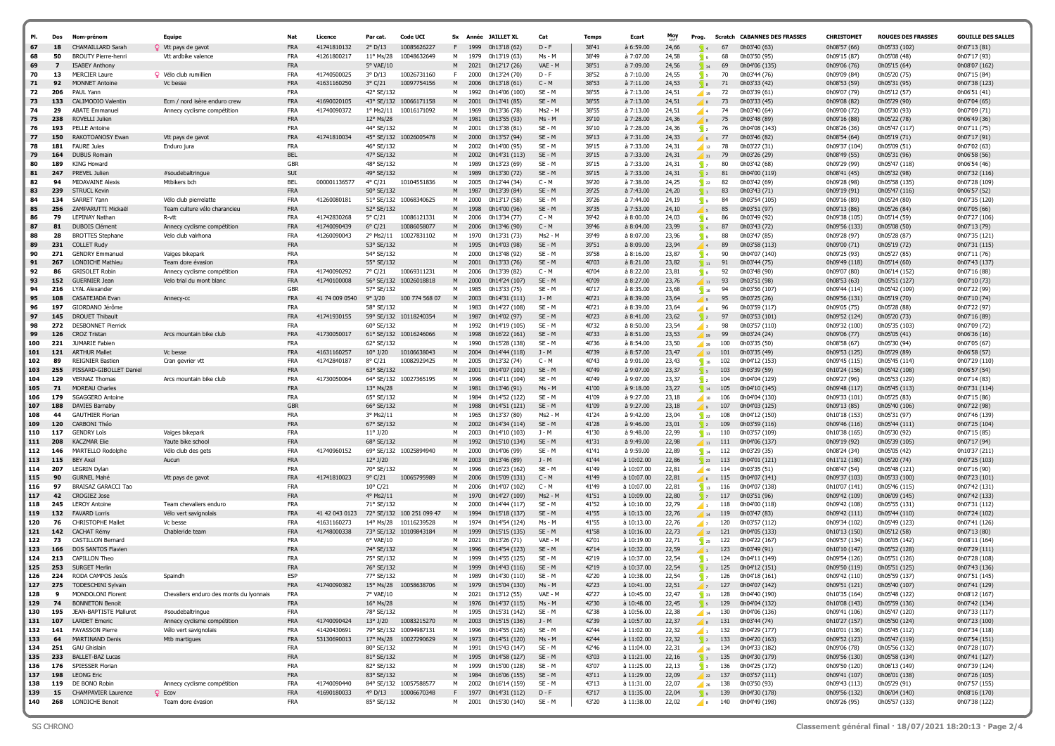| Pl. | Dos | Nom-prénom | Equipe | Nat | Licence | Par cat. | Code UCI | Sx | Année | JAILLET XL | Cat | Temps | Ecart | Moy | Prog. | Scratch | CABANNES DES FRASSES | CHRISTOMET | ROUGES DES FRASSES | GOUILLE DES SALLES |
|---|---|---|---|---|---|---|---|---|---|---|---|---|---|---|---|---|---|---|---|---|
| 67 | 18 | CHAMAILLARD Sarah | ♀ Vtt pays de gavot | FRA | 41741810132 | 2° D/13 | 10085626227 | F | 1999 | 0h13'18 (62) | D - F | 38'41 | à 6:59.00 | 24,66 | 4 | 67 | 0h03'40 (63) | 0h08'57 (66) | 0h05'33 (102) | 0h07'13 (81) |
| 68 | 50 | BROUTY Pierre-henri | Vtt ardbike valence | FRA | 41261800217 | 11° Ms/28 | 10048632649 | M | 1979 | 0h13'19 (63) | Ms - M | 38'49 | à 7:07.00 | 24,58 | 6 | 68 | 0h03'50 (95) | 0h09'15 (87) | 0h05'08 (48) | 0h07'17 (93) |
| 69 | 7 | ISABEY Anthony | | FRA | | 5° VAE/10 | | M | 2021 | 0h12'17 (26) | VAE - M | 38'51 | à 7:09.00 | 24,56 | 24 | 69 | 0h04'06 (135) | 0h09'06 (76) | 0h05'15 (64) | 0h08'07 (162) |
| 70 | 13 | MERCIER Laure | ♀ Vélo club rumillien | FRA | 41740500025 | 3° D/13 | 10026731160 | F | 2000 | 0h13'24 (70) | D - F | 38'52 | à 7:10.00 | 24,55 | 5 | 70 | 0h03'44 (76) | 0h09'09 (84) | 0h05'20 (75) | 0h07'15 (84) |
| 71 | 92 | MONNET Antoine | Vc besse | FRA | 41631160250 | 3° C/21 | 10097754156 | M | 2006 | 0h13'18 (61) | C - M | 38'53 | à 7:11.00 | 24,53 | 8 | 71 | 0h03'33 (42) | 0h08'53 (59) | 0h05'31 (95) | 0h07'38 (123) |
| 72 | 206 | PAUL Yann | | FRA | | 42° SE/132 | | M | 1992 | 0h14'06 (100) | SE - M | 38'55 | à 7:13.00 | 24,51 | 19 | 72 | 0h03'39 (61) | 0h09'07 (79) | 0h05'12 (57) | 0h06'51 (41) |
| 73 | 133 | CALIMODIO Valentin | Ecm / nord isère enduro crew | FRA | 41690020105 | 43° SE/132 | 10066171158 | M | 2001 | 0h13'41 (85) | SE - M | 38'55 | à 7:13.00 | 24,51 | 8 | 73 | 0h03'33 (45) | 0h09'08 (82) | 0h05'29 (90) | 0h07'04 (65) |
| 74 | 29 | ABATE Emmanuel | Annecy cyclisme compétition | FRA | 41740090372 | 1° Ms2/11 | 10016171092 | M | 1969 | 0h13'36 (78) | Ms2 - M | 38'55 | à 7:13.00 | 24,51 | 4 | 74 | 0h03'40 (64) | 0h09'00 (72) | 0h05'30 (93) | 0h07'09 (71) |
| 75 | 238 | ROVELLI Julien | | FRA | | 12° Ms/28 | | M | 1981 | 0h13'55 (93) | Ms - M | 39'10 | à 7:28.00 | 24,36 | 6 | 75 | 0h03'48 (89) | 0h09'16 (88) | 0h05'22 (78) | 0h06'49 (36) |
| 76 | 193 | PELLE Antoine | | FRA | | 44° SE/132 | | M | 2001 | 0h13'38 (81) | SE - M | 39'10 | à 7:28.00 | 24,36 | 2 | 76 | 0h04'08 (143) | 0h08'26 (36) | 0h05'47 (117) | 0h07'11 (75) |
| 77 | 150 | RAKOTOANOSY Ewan | Vtt pays de gavot | FRA | 41741810034 | 45° SE/132 | 10026005478 | M | 2000 | 0h13'57 (94) | SE - M | 39'13 | à 7:31.00 | 24,33 | 9 | 77 | 0h03'46 (82) | 0h08'54 (64) | 0h05'19 (71) | 0h07'17 (91) |
| 78 | 181 | FAURE Jules | Enduro jura | FRA | | 46° SE/132 | | M | 2002 | 0h14'00 (95) | SE - M | 39'15 | à 7:33.00 | 24,31 | 12 | 78 | 0h03'27 (31) | 0h09'37 (104) | 0h05'09 (51) | 0h07'02 (63) |
| 79 | 164 | DUBUS Romain | | BEL | | 47° SE/132 | | M | 2002 | 0h14'31 (113) | SE - M | 39'15 | à 7:33.00 | 24,31 | 31 | 79 | 0h03'26 (29) | 0h08'49 (55) | 0h05'31 (96) | 0h06'58 (56) |
| 80 | 189 | KING Howard | | GBR | | 48° SE/132 | | M | 1989 | 0h13'23 (69) | SE - M | 39'15 | à 7:33.00 | 24,31 | 7 | 80 | 0h03'42 (68) | 0h09'29 (99) | 0h05'47 (118) | 0h06'54 (46) |
| 81 | 247 | PREVEL Julien | #soudebaltringue | SUI | | 49° SE/132 | | M | 1989 | 0h13'30 (72) | SE - M | 39'15 | à 7:33.00 | 24,31 | 2 | 81 | 0h04'00 (119) | 0h08'41 (45) | 0h05'32 (98) | 0h07'32 (116) |
| 82 | 94 | MIDAVAINE Alexis | Mtbikers bch | BEL | 000001136577 | 4° C/21 | 10104551836 | M | 2005 | 0h12'44 (34) | C - M | 39'20 | à 7:38.00 | 24,25 | 22 | 82 | 0h03'42 (69) | 0h09'28 (98) | 0h05'58 (135) | 0h07'28 (109) |
| 83 | 239 | STRUCL Kevin | | FRA | | 50° SE/132 | | M | 1987 | 0h13'39 (84) | SE - M | 39'25 | à 7:43.00 | 24,20 | 1 | 83 | 0h03'43 (71) | 0h09'19 (91) | 0h05'47 (116) | 0h06'57 (52) |
| 84 | 134 | SARRET Yann | Vélo club pierrelatte | FRA | 41260080181 | 51° SE/132 | 10068340625 | M | 2000 | 0h13'17 (58) | SE - M | 39'26 | à 7:44.00 | 24,19 | 9 | 84 | 0h03'54 (105) | 0h09'16 (89) | 0h05'24 (80) | 0h07'35 (120) |
| 85 | 256 | ZAMPARUTTI Mickaël | Team culture vélo charancieu | FRA | | 52° SE/132 | | M | 1998 | 0h14'00 (96) | SE - M | 39'35 | à 7:53.00 | 24,10 | 5 | 85 | 0h03'51 (97) | 0h09'13 (86) | 0h05'26 (84) | 0h07'05 (66) |
| 86 | 79 | LEPINAY Nathan | R-vtt | FRA | 41742830268 | 5° C/21 | 10086121331 | M | 2006 | 0h13'34 (77) | C - M | 39'42 | à 8:00.00 | 24,03 | 6 | 86 | 0h03'49 (92) | 0h09'38 (105) | 0h05'14 (59) | 0h07'27 (106) |
| 87 | 81 | DUBOIS Clément | Annecy cyclisme compétition | FRA | 41740090439 | 6° C/21 | 10086058077 | M | 2006 | 0h13'46 (90) | C - M | 39'46 | à 8:04.00 | 23,99 | 4 | 87 | 0h03'43 (72) | 0h09'56 (133) | 0h05'08 (50) | 0h07'13 (79) |
| 88 | 28 | BROTTES Stephane | Velo club valrhona | FRA | 41260090043 | 2° Ms2/11 | 10027831102 | M | 1970 | 0h13'31 (73) | Ms2 - M | 39'49 | à 8:07.00 | 23,96 | 6 | 88 | 0h03'47 (85) | 0h09'28 (97) | 0h05'38 (87) | 0h07'35 (121) |
| 89 | 231 | COLLET Rudy | | FRA | | 53° SE/132 | | M | 1995 | 0h14'03 (98) | SE - M | 39'51 | à 8:09.00 | 23,94 | 9 | 89 | 0h03'58 (113) | 0h09'00 (71) | 0h05'19 (72) | 0h07'31 (115) |
| 90 | 271 | GENDRY Emmanuel | Vaiges bikepark | FRA | | 54° SE/132 | | M | 2000 | 0h13'48 (92) | SE - M | 39'58 | à 8:16.00 | 23,87 | 4 | 90 | 0h04'07 (140) | 0h09'25 (93) | 0h05'27 (85) | 0h07'11 (76) |
| 91 | 267 | LONDICHE Mathieu | Team dore évasion | FRA | | 55° SE/132 | | M | 2001 | 0h13'33 (76) | SE - M | 40'03 | à 8:21.00 | 23,82 | 11 | 91 | 0h03'44 (75) | 0h09'49 (118) | 0h05'14 (60) | 0h07'43 (137) |
| 92 | 86 | GRISOLET Robin | Annecy cyclisme compétition | FRA | 41740090292 | 7° C/21 | 10069311231 | M | 2006 | 0h13'39 (82) | C - M | 40'04 | à 8:22.00 | 23,81 | 9 | 92 | 0h03'48 (90) | 0h09'07 (80) | 0h06'14 (152) | 0h07'16 (88) |
| 93 | 152 | GUERNIER Jean | Velo trial du mont blanc | FRA | 41740100008 | 56° SE/132 | 10026018818 | M | 2000 | 0h14'24 (107) | SE - M | 40'09 | à 8:27.00 | 23,76 | 11 | 93 | 0h03'51 (98) | 0h08'53 (63) | 0h05'51 (127) | 0h07'10 (73) |
| 94 | 216 | LYAL Alexander | | GBR | | 57° SE/132 | | M | 1985 | 0h13'33 (75) | SE - M | 40'17 | à 8:35.00 | 23,68 | 16 | 94 | 0h03'56 (107) | 0h09'44 (114) | 0h05'42 (109) | 0h07'22 (99) |
| 95 | 108 | CASATEJADA Evan | Annecy-cc | FRA | 41 74 009 0540 | 9° J/20 | 100 774 568 07 | M | 2003 | 0h14'31 (111) | J - M | 40'21 | à 8:39.00 | 23,64 | 9 | 95 | 0h03'25 (26) | 0h09'56 (131) | 0h05'19 (70) | 0h07'10 (74) |
| 96 | 197 | GIORDANO Jérôme | | FRA | | 58° SE/132 | | M | 1983 | 0h14'27 (108) | SE - M | 40'21 | à 8:39.00 | 23,64 | 8 | 96 | 0h03'59 (117) | 0h09'05 (75) | 0h05'28 (88) | 0h07'22 (97) |
| 97 | 145 | DROUET Thibault | | FRA | 41741930155 | 59° SE/132 | 10118240354 | M | 1987 | 0h14'02 (97) | SE - M | 40'23 | à 8:41.00 | 23,62 | 2 | 97 | 0h03'53 (101) | 0h09'52 (124) | 0h05'20 (73) | 0h07'16 (89) |
| 98 | 272 | DESBONNET Pierrick | | FRA | | 60° SE/132 | | M | 1992 | 0h14'19 (105) | SE - M | 40'32 | à 8:50.00 | 23,54 | 3 | 98 | 0h03'57 (110) | 0h09'32 (100) | 0h05'35 (103) | 0h07'09 (72) |
| 99 | 126 | CROZ Tristan | Arcs mountain bike club | FRA | 41730050017 | 61° SE/132 | 10016246066 | M | 1998 | 0h16'22 (161) | SE - M | 40'33 | à 8:51.00 | 23,53 | 59 | 99 | 0h03'24 (24) | 0h09'06 (77) | 0h05'05 (41) | 0h06'36 (16) |
| 100 | 221 | JUMARIE Fabien | | FRA | | 62° SE/132 | | M | 1990 | 0h15'28 (138) | SE - M | 40'36 | à 8:54.00 | 23,50 | 38 | 100 | 0h03'35 (50) | 0h08'58 (67) | 0h05'30 (94) | 0h07'05 (67) |
| 101 | 121 | ARTHUR Mallet | Vc besse | FRA | 41631160257 | 10° J/20 | 10106638043 | M | 2004 | 0h14'44 (118) | J - M | 40'39 | à 8:57.00 | 23,47 | 12 | 101 | 0h03'35 (49) | 0h09'53 (125) | 0h05'29 (89) | 0h06'58 (57) |
| 102 | 89 | REIGNIER Bastien | Cran gevrier vtt | FRA | 41742840187 | 8° C/21 | 10082929425 | M | 2005 | 0h13'32 (74) | C - M | 40'43 | à 9:01.00 | 23,43 | 16 | 102 | 0h04'12 (153) | 0h09'45 (115) | 0h05'45 (114) | 0h07'29 (110) |
| 103 | 255 | PISSARD-GIBOLLET Daniel | | FRA | | 63° SE/132 | | M | 2001 | 0h14'07 (101) | SE - M | 40'49 | à 9:07.00 | 23,37 | 5 | 103 | 0h03'39 (59) | 0h10'24 (156) | 0h05'42 (108) | 0h06'57 (54) |
| 104 | 129 | VERNAZ Thomas | Arcs mountain bike club | FRA | 41730050064 | 64° SE/132 | 10027365195 | M | 1996 | 0h14'11 (104) | SE - M | 40'49 | à 9:07.00 | 23,37 | 2 | 104 | 0h04'04 (129) | 0h09'27 (96) | 0h05'53 (129) | 0h07'14 (83) |
| 105 | 71 | MOREAU Charles | | FRA | | 13° Ms/28 | | M | 1981 | 0h13'46 (91) | Ms - M | 41'00 | à 9:18.00 | 23,27 | 14 | 105 | 0h04'10 (145) | 0h09'48 (117) | 0h05'45 (113) | 0h07'31 (114) |
| 106 | 179 | SGAGGERO Antoine | | FRA | | 65° SE/132 | | M | 1984 | 0h14'52 (122) | SE - M | 41'09 | à 9:27.00 | 23,18 | 10 | 106 | 0h04'04 (130) | 0h09'33 (101) | 0h05'25 (83) | 0h07'15 (86) |
| 107 | 188 | DAVIES Barnaby | | GBR | | 66° SE/132 | | M | 1988 | 0h14'51 (121) | SE - M | 41'09 | à 9:27.00 | 23,18 | 9 | 107 | 0h04'03 (125) | 0h09'13 (85) | 0h05'40 (106) | 0h07'22 (98) |
| 108 | 44 | GAUTHIER Florian | | FRA | | 3° Ms2/11 | | M | 1965 | 0h13'37 (80) | Ms2 - M | 41'24 | à 9:42.00 | 23,04 | 22 | 108 | 0h04'12 (150) | 0h10'18 (153) | 0h05'31 (97) | 0h07'46 (139) |
| 109 | 120 | CARBONI Théo | | FRA | | 67° SE/132 | | M | 2002 | 0h14'34 (114) | SE - M | 41'28 | à 9:46.00 | 23,01 | 2 | 109 | 0h03'59 (116) | 0h09'46 (116) | 0h05'44 (111) | 0h07'25 (104) |
| 110 | 117 | GENDRY Loïs | Vaiges bikepark | FRA | | 11° J/20 | | M | 2003 | 0h14'10 (103) | J - M | 41'30 | à 9:48.00 | 22,99 | 11 | 110 | 0h04'13 (155) | 0h10'38 (165) | 0h05'30 (92) | 0h07'15 (85) |
| 111 | 208 | KACZMAR Elie | Yaute bike school | FRA | | 68° SE/132 | | M | 1992 | 0h15'10 (134) | SE - M | 41'31 | à 9:49.00 | 22,98 | 11 | 111 | 0h04'06 (137) | 0h09'19 (92) | 0h05'39 (105) | 0h07'17 (94) |
| 112 | 146 | MARTELLO Rodolphe | Vélo club des gets | FRA | 41740960152 | 69° SE/132 | 10025894940 | M | 2000 | 0h14'06 (99) | SE - M | 41'41 | à 9:59.00 | 22,89 | 14 | 112 | 0h03'29 (35) | 0h08'24 (34) | 0h05'05 (42) | 0h10'37 (211) |
| 113 | 115 | BEY Axel | Aucun | FRA | | 12° J/20 | | M | 2003 | 0h13'46 (89) | J - M | 41'44 | à 10:02.00 | 22,86 | 23 | 113 | 0h04'01 (121) | 0h11'12 (180) | 0h05'20 (74) | 0h07'25 (103) |
| 114 | 207 | LEGRIN Dylan | | FRA | | 70° SE/132 | | M | 1996 | 0h16'23 (162) | SE - M | 41'49 | à 10:07.00 | 22,81 | 40 | 114 | 0h03'35 (51) | 0h08'47 (54) | 0h05'48 (121) | 0h07'16 (90) |
| 115 | 90 | GURNEL Mahé | Vtt pays de gavot | FRA | 41741810023 | 9° C/21 | 10065795989 | M | 2006 | 0h15'09 (131) | C - M | 41'49 | à 10:07.00 | 22,81 | 8 | 115 | 0h04'07 (141) | 0h09'37 (103) | 0h05'33 (100) | 0h07'23 (101) |
| 116 | 97 | BRAISAZ GARACCI Tao | | FRA | | 10° C/21 | | M | 2006 | 0h14'07 (102) | C - M | 41'49 | à 10:07.00 | 22,81 | 13 | 116 | 0h04'07 (138) | 0h10'07 (141) | 0h05'46 (115) | 0h07'42 (131) |
| 117 | 42 | CROGIEZ Jose | | FRA | | 4° Ms2/11 | | M | 1970 | 0h14'27 (109) | Ms2 - M | 41'51 | à 10:09.00 | 22,80 | 7 | 117 | 0h03'51 (96) | 0h09'42 (109) | 0h06'09 (145) | 0h07'42 (133) |
| 118 | 245 | LEROY Antoine | Team chevaliers enduro | FRA | | 71° SE/132 | | M | 2000 | 0h14'44 (117) | SE - M | 41'52 | à 10:10.00 | 22,79 | 1 | 118 | 0h04'00 (118) | 0h09'42 (108) | 0h05'55 (131) | 0h07'31 (112) |
| 119 | 132 | FAVARD Lorris | Vélo vert savignolais | FRA | 41 42 043 0123 | 72° SE/132 | 100 251 099 47 | M | 1994 | 0h15'18 (137) | SE - M | 41'55 | à 10:13.00 | 22,76 | 14 | 119 | 0h03'47 (83) | 0h09'42 (111) | 0h05'44 (110) | 0h07'24 (102) |
| 120 | 76 | CHRISTOPHE Mallet | Vc besse | FRA | 41631160273 | 14° Ms/28 | 10116239528 | M | 1974 | 0h14'54 (124) | Ms - M | 41'55 | à 10:13.00 | 22,76 | 7 | 120 | 0h03'57 (112) | 0h09'34 (102) | 0h05'49 (123) | 0h07'41 (126) |
| 121 | 142 | CACHAT Rémy | Chableride team | FRA | 41748000338 | 73° SE/132 | 10109843184 | M | 1999 | 0h15'15 (135) | SE - M | 41'58 | à 10:16.00 | 22,73 | 12 | 121 | 0h04'05 (133) | 0h10'13 (150) | 0h05'12 (58) | 0h07'13 (80) |
| 122 | 73 | CASTILLON Bernard | | FRA | | 6° VAE/10 | | M | 2021 | 0h13'26 (71) | VAE - M | 42'01 | à 10:19.00 | 22,71 | 25 | 122 | 0h04'22 (167) | 0h09'57 (134) | 0h06'05 (142) | 0h08'11 (164) |
| 123 | 166 | DOS SANTOS Flavien | | FRA | | 74° SE/132 | | M | 1996 | 0h14'54 (123) | SE - M | 42'14 | à 10:32.00 | 22,59 | 1 | 123 | 0h03'49 (91) | 0h10'10 (147) | 0h05'52 (128) | 0h07'29 (111) |
| 124 | 213 | CAPILLON Theo | | FRA | | 75° SE/132 | | M | 1999 | 0h14'55 (125) | SE - M | 42'19 | à 10:37.00 | 22,54 | 1 | 124 | 0h04'11 (149) | 0h09'54 (126) | 0h05'51 (126) | 0h07'28 (108) |
| 125 | 253 | SURGET Merlin | | FRA | | 76° SE/132 | | M | 1999 | 0h14'43 (116) | SE - M | 42'19 | à 10:37.00 | 22,54 | 2 | 125 | 0h04'12 (151) | 0h09'50 (119) | 0h05'51 (125) | 0h07'43 (136) |
| 126 | 224 | RODA CAMPOS Jesús | Spaindh | ESP | | 77° SE/132 | | M | 1989 | 0h14'30 (110) | SE - M | 42'20 | à 10:38.00 | 22,54 | 7 | 126 | 0h04'18 (161) | 0h09'42 (110) | 0h05'59 (137) | 0h07'51 (145) |
| 127 | 275 | TODESCHINI Sylvain | | FRA | 41740090382 | 15° Ms/28 | 10058638706 | M | 1979 | 0h15'04 (130) | Ms - M | 42'23 | à 10:41.00 | 22,51 | 7 | 127 | 0h04'07 (142) | 0h09'51 (121) | 0h05'40 (107) | 0h07'41 (129) |
| 128 | 9 | MONDOLONI Florent | Chevaliers enduro des monts du lyonnais | FRA | | 7° VAE/10 | | M | 2021 | 0h13'12 (55) | VAE - M | 42'27 | à 10:45.00 | 22,47 | 31 | 128 | 0h04'40 (190) | 0h10'35 (164) | 0h05'48 (122) | 0h08'12 (167) |
| 129 | 74 | BONNETON Benoit | | FRA | | 16° Ms/28 | | M | 1976 | 0h14'37 (115) | Ms - M | 42'30 | à 10:48.00 | 22,45 | 5 | 129 | 0h04'04 (132) | 0h10'08 (143) | 0h05'59 (136) | 0h07'42 (134) |
| 130 | 195 | JEAN-BAPTISTE Malluret | #soudebaltringue | FRA | | 78° SE/132 | | M | 1995 | 0h15'31 (142) | SE - M | 42'38 | à 10:56.00 | 22,38 | 14 | 130 | 0h04'06 (136) | 0h09'41 (106) | 0h05'47 (120) | 0h07'33 (117) |
| 131 | 107 | LARDET Emeric | Annecy cyclisme compétition | FRA | 41740090424 | 13° J/20 | 10083215270 | M | 2003 | 0h15'15 (136) | J - M | 42'39 | à 10:57.00 | 22,37 | 8 | 131 | 0h03'44 (74) | 0h10'27 (157) | 0h05'50 (124) | 0h07'23 (100) |
| 132 | 141 | FAYASSON Pierre | Vélo vert savignolais | FRA | 41420430691 | 79° SE/132 | 10094987131 | M | 1996 | 0h14'55 (126) | SE - M | 42'44 | à 11:02.00 | 22,32 | 3 | 132 | 0h04'29 (177) | 0h10'01 (136) | 0h05'45 (112) | 0h07'34 (118) |
| 133 | 64 | MARTINAND Denis | Mtb martigues | FRA | 53130690013 | 17° Ms/28 | 10027290629 | M | 1973 | 0h14'51 (120) | Ms - M | 42'44 | à 11:02.00 | 22,32 | 3 | 133 | 0h04'20 (163) | 0h09'52 (123) | 0h05'47 (119) | 0h07'54 (151) |
| 134 | 251 | GAU Ghislain | | FRA | | 80° SE/132 | | M | 1991 | 0h15'43 (147) | SE - M | 42'46 | à 11:04.00 | 22,31 | 20 | 134 | 0h04'33 (182) | 0h09'06 (78) | 0h05'56 (132) | 0h07'28 (107) |
| 135 | 233 | BALLET-BAZ Lucas | | FRA | | 81° SE/132 | | M | 1995 | 0h14'58 (127) | SE - M | 43'03 | à 11:21.00 | 22,16 | 3 | 135 | 0h04'30 (179) | 0h09'56 (130) | 0h05'58 (134) | 0h07'41 (127) |
| 136 | 176 | SPIESSER Florian | | FRA | | 82° SE/132 | | M | 1999 | 0h15'00 (128) | SE - M | 43'07 | à 11:25.00 | 22,13 | 3 | 136 | 0h04'25 (172) | 0h09'50 (120) | 0h06'13 (149) | 0h07'39 (124) |
| 137 | 198 | LEONG Eric | | FRA | | 83° SE/132 | | M | 1984 | 0h16'06 (155) | SE - M | 43'11 | à 11:29.00 | 22,09 | 22 | 137 | 0h03'57 (111) | 0h09'41 (107) | 0h06'01 (138) | 0h07'26 (105) |
| 138 | 119 | DE BONO Robin | Annecy cyclisme compétition | FRA | 41740090440 | 84° SE/132 | 10057588577 | M | 2002 | 0h16'14 (159) | SE - M | 43'13 | à 11:31.00 | 22,07 | 26 | 138 | 0h03'50 (93) | 0h09'43 (113) | 0h05'29 (91) | 0h07'57 (155) |
| 139 | 15 | CHAMPAVIER Laurence | ♀ Ecov | FRA | 41690180033 | 4° D/13 | 10006670348 | F | 1977 | 0h14'31 (112) | D - F | 43'17 | à 11:35.00 | 22,04 | 9 | 139 | 0h04'30 (178) | 0h09'56 (132) | 0h06'04 (140) | 0h08'16 (170) |
| 140 | 268 | LONDICHE Benoit | Team dore évasion | FRA | | 85° SE/132 | | M | 2001 | 0h15'30 (140) | SE - M | 43'20 | à 11:38.00 | 22,02 | 8 | 140 | 0h04'49 (198) | 0h09'26 (95) | 0h05'57 (133) | 0h07'38 (122) |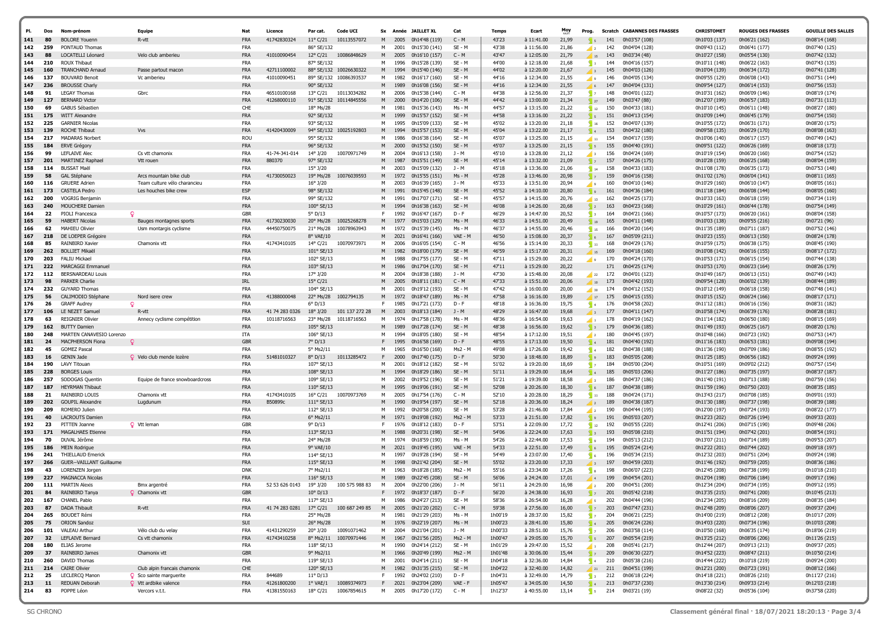| Pl. | Dos | Nom-prénom | Equipe | Nat | Licence | Par cat. | Code UCI | Sx | Année | JAILLET XL | Cat | Temps | Ecart | Moy | Prog. | Scratch | CABANNES DES FRASSES | CHRISTOMET | ROUGES DES FRASSES | GOUILLE DES SALLES |
|---|---|---|---|---|---|---|---|---|---|---|---|---|---|---|---|---|---|---|---|---|
| 141 | 80 | BOLORE Youenn | R-vtt | FRA | 41742830324 | 11° C/21 | 10113557072 | M | 2005 | 0h14'48 (119) | C - M | 43'23 | à 11:41.00 | 21,99 | 5 | 141 | 0h03'57 (108) | 0h10'03 (137) | 0h06'21 (162) | 0h08'14 (168) |
| 142 | 259 | PONTAUD Thomas | | FRA | | 86° SE/132 | | M | 2001 | 0h15'30 (141) | SE - M | 43'38 | à 11:56.00 | 21,86 | 2 | 142 | 0h04'04 (128) | 0h09'43 (112) | 0h06'41 (177) | 0h07'40 (125) |
| 143 | 88 | LOCATELLI Léonard | Velo club amberieu | FRA | 41010090454 | 12° C/21 | 10086848629 | M | 2005 | 0h16'10 (157) | C - M | 43'47 | à 12:05.00 | 21,79 | 15 | 143 | 0h03'34 (48) | 0h10'27 (158) | 0h05'54 (130) | 0h07'42 (132) |
| 144 | 210 | ROUX Thibaut | | FRA | | 87° SE/132 | | M | 1996 | 0h15'28 (139) | SE - M | 44'00 | à 12:18.00 | 21,68 | 1 | 144 | 0h04'16 (157) | 0h10'11 (148) | 0h06'22 (163) | 0h07'43 (135) |
| 145 | 160 | TRANCHAND Arnaud | Passe partout macon | FRA | 42711100002 | 88° SE/132 | 10026630322 | M | 1994 | 0h15'40 (146) | SE - M | 44'02 | à 12:20.00 | 21,67 | 1 | 145 | 0h04'03 (126) | 0h10'04 (138) | 0h06'34 (172) | 0h07'41 (128) |
| 146 | 137 | BOUVARD Benoit | Vc amberieu | FRA | 41010090451 | 89° SE/132 | 10086393537 | M | 1982 | 0h16'17 (160) | SE - M | 44'16 | à 12:34.00 | 21,55 | 6 | 146 | 0h04'05 (134) | 0h09'55 (129) | 0h06'08 (143) | 0h07'51 (144) |
| 147 | 236 | BROUSSE Charly | | FRA | | 90° SE/132 | | M | 1989 | 0h16'08 (156) | SE - M | 44'16 | à 12:34.00 | 21,55 | 6 | 147 | 0h04'04 (131) | 0h09'54 (127) | 0h06'14 (153) | 0h07'56 (153) |
| 148 | 91 | LEGAY Thomas | Gbrc | FRA | 46510100168 | 13° C/21 | 10113034282 | M | 2006 | 0h15'38 (144) | C - M | 44'38 | à 12:56.00 | 21,37 | 7 | 148 | 0h04'01 (122) | 0h10'31 (162) | 0h06'09 (146) | 0h08'19 (174) |
| 149 | 127 | BERNARD Victor | | FRA | 41268000110 | 91° SE/132 | 10114845556 | M | 2000 | 0h14'20 (106) | SE - M | 44'42 | à 13:00.00 | 21,34 | 27 | 149 | 0h03'47 (88) | 0h12'07 (199) | 0h06'57 (183) | 0h07'31 (113) |
| 150 | 69 | GABUS Sébastien | | CHE | | 18° Ms/28 | | M | 1981 | 0h15'36 (143) | Ms - M | 44'57 | à 13:15.00 | 21,22 | 12 | 150 | 0h04'33 (181) | 0h10'10 (145) | 0h06'11 (148) | 0h08'27 (180) |
| 151 | 175 | WITT Alexandre | | FRA | | 92° SE/132 | | M | 1999 | 0h15'57 (152) | SE - M | 44'58 | à 13:16.00 | 21,22 | 1 | 151 | 0h04'13 (154) | 0h10'09 (144) | 0h06'45 (179) | 0h07'54 (150) |
| 152 | 225 | GARNIER Nicolas | | FRA | | 93° SE/132 | | M | 1995 | 0h15'09 (133) | SE - M | 45'02 | à 13:20.00 | 21,18 | 16 | 152 | 0h04'07 (139) | 0h10'55 (172) | 0h06'31 (171) | 0h08'20 (175) |
| 153 | 139 | ROCHE Thibaut | Vvs | FRA | 41420430009 | 94° SE/132 | 10025192803 | M | 1994 | 0h15'57 (153) | SE - M | 45'04 | à 13:22.00 | 21,17 | 4 | 153 | 0h04'32 (180) | 0h09'58 (135) | 0h06'29 (170) | 0h08'08 (163) |
| 154 | 217 | MADARAS Norbert | | ROU | | 95° SE/132 | | M | 1986 | 0h16'38 (164) | SE - M | 45'07 | à 13:25.00 | 21,15 | 11 | 154 | 0h04'17 (159) | 0h10'06 (140) | 0h06'17 (157) | 0h07'49 (142) |
| 155 | 184 | ERVE Grégory | | FRA | | 96° SE/132 | | M | 2000 | 0h15'52 (150) | SE - M | 45'07 | à 13:25.00 | 21,15 | 5 | 155 | 0h04'40 (191) | 0h09'51 (122) | 0h06'26 (169) | 0h08'18 (173) |
| 156 | 99 | LEFLAIVE Alec | Cs vtt chamonix | FRA | 41-74-341-014 | 14° J/20 | 10070971749 | M | 2004 | 0h16'13 (158) | J - M | 45'10 | à 13:28.00 | 21,12 | 2 | 156 | 0h04'24 (169) | 0h10'19 (154) | 0h06'20 (160) | 0h07'54 (152) |
| 157 | 201 | MARTINEZ Raphael | Vtt rouen | FRA | 880370 | 97° SE/132 | | M | 1987 | 0h15'51 (149) | SE - M | 45'14 | à 13:32.00 | 21,09 | 7 | 157 | 0h04'26 (175) | 0h10'28 (159) | 0h06'25 (168) | 0h08'04 (159) |
| 158 | 114 | BUSSAT Maël | | FRA | | 15° J/20 | | M | 2003 | 0h15'09 (132) | J - M | 45'18 | à 13:36.00 | 21,06 | 14 | 158 | 0h04'33 (183) | 0h11'08 (178) | 0h06'35 (173) | 0h07'53 (148) |
| 159 | 58 | GAL Stéphane | Arcs mountain bike club | FRA | 41730050023 | 19° Ms/28 | 10076039593 | M | 1972 | 0h15'55 (151) | Ms - M | 45'28 | à 13:46.00 | 20,98 | 7 | 159 | 0h04'16 (158) | 0h11'02 (176) | 0h06'04 (141) | 0h08'11 (165) |
| 160 | 116 | GRUERE Adrien | Team culture vélo charancieu | FRA | | 16° J/20 | | M | 2003 | 0h16'39 (165) | J - M | 45'33 | à 13:51.00 | 20,94 | 6 | 160 | 0h04'10 (146) | 0h10'29 (160) | 0h06'10 (147) | 0h08'05 (161) |
| 161 | 173 | CASTELA Pedro | Les houches bike crew | ESP | | 98° SE/132 | | M | 1991 | 0h15'45 (148) | SE - M | 45'52 | à 14:10.00 | 20,80 | 8 | 161 | 0h04'36 (184) | 0h11'18 (184) | 0h06'08 (144) | 0h08'05 (160) |
| 162 | 200 | VOGRIG Benjamin | | FRA | | 99° SE/132 | | M | 1991 | 0h17'07 (171) | SE - M | 45'57 | à 14:15.00 | 20,76 | 13 | 162 | 0h04'25 (173) | 0h10'33 (163) | 0h06'18 (159) | 0h07'34 (119) |
| 163 | 240 | MOUCHERE Damien | | FRA | | 100° SE/132 | | M | 1994 | 0h16'38 (163) | SE - M | 46'08 | à 14:26.00 | 20,68 | 1 | 163 | 0h04'23 (168) | 0h10'29 (161) | 0h06'44 (178) | 0h07'54 (149) |
| 164 | 22 | PIOLI Francesca ♀ | | GBR | | 5° D/13 | | F | 1992 | 0h16'47 (167) | D - F | 46'29 | à 14:47.00 | 20,52 | 3 | 164 | 0h04'21 (166) | 0h10'57 (173) | 0h06'20 (161) | 0h08'04 (158) |
| 165 | 59 | HABERT Nicolas | Bauges montagnes sports | FRA | 41730230030 | 20° Ms/28 | 10025268278 | M | 1977 | 0h15'03 (129) | Ms - M | 46'33 | à 14:51.00 | 20,49 | 36 | 165 | 0h04'11 (148) | 0h10'03 (138) | 0h09'55 (216) | 0h07'21 (96) |
| 166 | 62 | MAHIEU Olivier | Usm montargis cyclisme | FRA | 44450750075 | 21° Ms/28 | 10078963943 | M | 1972 | 0h15'39 (145) | Ms - M | 46'37 | à 14:55.00 | 20,46 | 21 | 166 | 0h04'20 (164) | 0h11'35 (189) | 0h07'11 (187) | 0h07'52 (146) |
| 167 | 218 | DE LOEPER Grégoire | | FRA | | 8° VAE/10 | | M | 2021 | 0h16'41 (166) | VAE - M | 46'50 | à 15:08.00 | 20,37 | 1 | 167 | 0h05'09 (211) | 0h10'23 (155) | 0h06'13 (150) | 0h08'24 (178) |
| 168 | 85 | RAINBIRD Xavier | Chamonix vtt | FRA | 41743410105 | 14° C/21 | 10070973971 | M | 2006 | 0h16'05 (154) | C - M | 46'56 | à 15:14.00 | 20,33 | 14 | 168 | 0h04'29 (176) | 0h10'59 (175) | 0h06'38 (175) | 0h08'45 (190) |
| 169 | 262 | BOLLIET Mikaël | | FRA | | 101° SE/132 | | M | 1982 | 0h18'00 (179) | SE - M | 46'59 | à 15:17.00 | 20,31 | 10 | 169 | 0h04'18 (160) | 0h10'08 (142) | 0h06'16 (155) | 0h08'17 (172) |
| 170 | 203 | FALIU Mickael | | FRA | | 102° SE/132 | | M | 1988 | 0h17'55 (177) | SE - M | 47'11 | à 15:29.00 | 20,22 | 7 | 170 | 0h04'24 (170) | 0h10'53 (171) | 0h06'15 (154) | 0h07'44 (138) |
| 171 | 222 | MARCAGGI Emmanuel | | FRA | | 103° SE/132 | | M | 1986 | 0h17'04 (170) | SE - M | 47'11 | à 15:29.00 | 20,22 | | 171 | 0h04'25 (174) | 0h10'53 (170) | 0h06'23 (164) | 0h08'26 (179) |
| 172 | 112 | BERSNARDEAU Louis | | FRA | | 17° J/20 | | M | 2004 | 0h18'38 (188) | J - M | 47'30 | à 15:48.00 | 20,08 | 22 | 172 | 0h04'01 (123) | 0h10'49 (167) | 0h06'13 (151) | 0h07'49 (143) |
| 173 | 98 | PARKER Charlie | | IRL | | 15° C/21 | | M | 2005 | 0h18'11 (181) | C - M | 47'33 | à 15:51.00 | 20,06 | 10 | 173 | 0h04'42 (193) | 0h09'54 (128) | 0h06'02 (139) | 0h08'44 (189) |
| 174 | 232 | GUYARD Thomas | | FRA | | 104° SE/132 | | M | 2001 | 0h19'12 (193) | SE - M | 47'42 | à 16:00.00 | 20,00 | 20 | 174 | 0h04'12 (152) | 0h10'12 (149) | 0h06'18 (158) | 0h07'48 (141) |
| 175 | 56 | CALIMODIO Stéphane | Nord isere crew | FRA | 41388000048 | 22° Ms/28 | 1002794135 | M | 1972 | 0h18'47 (189) | Ms - M | 47'58 | à 16:16.00 | 19,89 | 17 | 175 | 0h04'15 (155) | 0h10'15 (152) | 0h06'24 (166) | 0h08'17 (171) |
| 176 | 26 | GRAFF Audrey ♀ | | FRA | | 6° D/13 | | F | 1985 | 0h17'21 (173) | D - F | 48'18 | à 16:36.00 | 19,75 | 4 | 176 | 0h04'58 (202) | 0h11'12 (181) | 0h06'16 (156) | 0h08'31 (182) |
| 177 | 106 | LE NEZET Samuel | R-vtt | FRA | 41 74 283 0326 | 18° J/20 | 101 137 272 28 | M | 2003 | 0h18'13 (184) | J - M | 48'29 | à 16:47.00 | 19,68 | 3 | 177 | 0h04'11 (147) | 0h10'58 (174) | 0h06'39 (176) | 0h08'28 (181) |
| 178 | 63 | REIGNIER Olivier | Annecy cyclisme compétition | FRA | 10118716563 | 23° Ms/28 | 10118716563 | M | 1974 | 0h17'58 (178) | Ms - M | 48'36 | à 16:54.00 | 19,63 | 1 | 178 | 0h04'19 (162) | 0h11'14 (182) | 0h06'50 (180) | 0h08'15 (169) |
| 179 | 162 | BUTTY Damien | | FRA | | 105° SE/132 | | M | 1989 | 0h17'28 (174) | SE - M | 48'38 | à 16:56.00 | 19,62 | 3 | 179 | 0h04'36 (185) | 0h11'49 (193) | 0h06'25 (167) | 0h08'20 (176) |
| 180 | 248 | MARTEN CANAVESIO Lorenzo | | ITA | | 106° SE/132 | | M | 1994 | 0h18'05 (180) | SE - M | 48'54 | à 17:12.00 | 19,51 | 2 | 180 | 0h04'45 (197) | 0h10'48 (166) | 0h07'23 (192) | 0h07'53 (147) |
| 181 | 24 | MACPHERSON Fiona ♀ | | GBR | | 7° D/13 | | F | 1995 | 0h16'58 (169) | D - F | 48'55 | à 17:13.00 | 19,50 | 4 | 181 | 0h04'40 (192) | 0h11'16 (183) | 0h06'53 (181) | 0h09'08 (194) |
| 182 | 45 | GOMEZ Pascal | | FRA | | 5° Ms2/11 | | M | 1965 | 0h16'50 (168) | Ms2 - M | 49'08 | à 17:26.00 | 19,42 | 4 | 182 | 0h04'38 (188) | 0h11'36 (190) | 0h07'09 (186) | 0h08'55 (192) |
| 183 | 16 | GENIN Jade | ♀ Velo club mende lozère | FRA | 51481010327 | 8° D/13 | 10113285472 | F | 2000 | 0h17'40 (175) | D - F | 50'30 | à 18:48.00 | 18,89 | 8 | 183 | 0h05'05 (208) | 0h11'25 (185) | 0h06'56 (182) | 0h09'24 (199) |
| 184 | 190 | LAVY Titouan | | FRA | | 107° SE/132 | | M | 2001 | 0h18'12 (182) | SE - M | 51'02 | à 19:20.00 | 18,69 | 7 | 184 | 0h05'00 (204) | 0h10'51 (169) | 0h09'02 (212) | 0h07'57 (154) |
| 185 | 228 | BORGES Louis | | FRA | | 108° SE/132 | | M | 1994 | 0h18'29 (186) | SE - M | 51'11 | à 19:29.00 | 18,64 | 4 | 185 | 0h05'03 (206) | 0h11'27 (186) | 0h07'35 (197) | 0h08'37 (187) |
| 186 | 257 | SODOGAS Quentin | Equipe de france snowboardcross | FRA | | 109° SE/132 | | M | 2002 | 0h19'52 (196) | SE - M | 51'21 | à 19:39.00 | 18,58 | 1 | 186 | 0h04'37 (186) | 0h11'40 (191) | 0h07'13 (188) | 0h07'59 (156) |
| 187 | 187 | HEYRMAN Thibaut | | FRA | | 110° SE/132 | | M | 1995 | 0h19'06 (191) | SE - M | 52'08 | à 20:26.00 | 18,30 | 6 | 187 | 0h04'38 (189) | 0h11'59 (196) | 0h07'50 (203) | 0h08'35 (185) |
| 188 | 21 | RAINBIRD LOUIS | Chamonix vtt | FRA | 41743410105 | 16° C/21 | 10070973769 | M | 2005 | 0h17'54 (176) | C - M | 52'10 | à 20:28.00 | 18,29 | 11 | 188 | 0h04'24 (171) | 0h13'43 (217) | 0h07'08 (185) | 0h09'01 (193) |
| 189 | 202 | GOUPIL Alexandre | Lugdunum | FRA | B50899c | 111° SE/132 | | M | 1990 | 0h19'54 (197) | SE - M | 52'18 | à 20:36.00 | 18,24 | 2 | 189 | 0h04'38 (187) | 0h11'30 (188) | 0h07'37 (198) | 0h08'39 (188) |
| 190 | 209 | ROMERO Julien | | FRA | | 112° SE/132 | | M | 1992 | 0h20'58 (200) | SE - M | 53'28 | à 21:46.00 | 17,84 | 2 | 190 | 0h04'44 (195) | 0h12'00 (197) | 0h07'24 (193) | 0h08'22 (177) |
| 191 | 40 | LACROUTS Damien | | FRA | | 6° Ms2/11 | | M | 1971 | 0h19'08 (192) | Ms2 - M | 53'33 | à 21:51.00 | 17,82 | 9 | 191 | 0h05'03 (207) | 0h12'23 (202) | 0h07'26 (194) | 0h09'33 (203) |
| 192 | 23 | PITTEN Joanne | ♀ Vtt leman | GBR | | 9° D/13 | | F | 1976 | 0h18'12 (183) | D - F | 53'51 | à 22:09.00 | 17,72 | 12 | 192 | 0h05'55 (220) | 0h12'41 (206) | 0h07'15 (190) | 0h09'48 (206) |
| 193 | 171 | MAGALHAES Etienne | | FRA | | 113° SE/132 | | M | 1988 | 0h20'31 (198) | SE - M | 54'06 | à 22:24.00 | 17,63 | 5 | 193 | 0h05'08 (210) | 0h11'51 (194) | 0h07'42 (201) | 0h08'54 (191) |
| 194 | 70 | DUVAL Jérôme | | FRA | | 24° Ms/28 | | M | 1974 | 0h18'59 (190) | Ms - M | 54'26 | à 22:44.00 | 17,53 | 6 | 194 | 0h05'13 (212) | 0h13'07 (211) | 0h07'14 (189) | 0h09'53 (207) |
| 195 | 186 | MEIN Rodrigue | | FRA | | 9° VAE/10 | | M | 2021 | 0h19'45 (195) | VAE - M | 54'33 | à 22:51.00 | 17,49 | 6 | 195 | 0h05'24 (214) | 0h12'22 (201) | 0h07'44 (202) | 0h09'18 (197) |
| 196 | 241 | THIELLAUD Emerick | | FRA | | 114° SE/132 | | M | 1997 | 0h19'28 (194) | SE - M | 54'49 | à 23:07.00 | 17,40 | 6 | 196 | 0h05'34 (215) | 0h12'32 (203) | 0h07'51 (204) | 0h09'24 (198) |
| 197 | 266 | GUER--VAILLANT Guillaume | | FRA | | 115° SE/132 | | M | 1998 | 0h21'42 (204) | SE - M | 55'02 | à 23:20.00 | 17,33 | 7 | 197 | 0h04'59 (203) | 0h11'46 (192) | 0h07'59 (205) | 0h08'36 (186) |
| 198 | 43 | LORENZEN Jorgen | | DNK | | 7° Ms2/11 | | M | 1963 | 0h18'28 (185) | Ms2 - M | 55'16 | à 23:34.00 | 17,26 | 8 | 198 | 0h06'07 (223) | 0h12'45 (208) | 0h07'38 (199) | 0h10'18 (210) |
| 199 | 227 | MAGNACCA Nicolas | | FRA | | 116° SE/132 | | M | 1989 | 0h22'45 (208) | SE - M | 56'06 | à 24:24.00 | 17,01 | 4 | 199 | 0h04'54 (201) | 0h12'04 (198) | 0h07'06 (184) | 0h09'17 (196) |
| 200 | 111 | MARTIN Alexis | Bmx argentré | FRA | 52 53 626 0143 | 19° J/20 | 100 575 988 83 | M | 2004 | 0h22'00 (206) | J - M | 56'11 | à 24:29.00 | 16,98 | 2 | 200 | 0h04'51 (200) | 0h12'34 (204) | 0h07'37 (195) | 0h09'12 (195) |
| 201 | 84 | RAINBIRD Tanya | ♀ Chamonix vtt | GBR | | 10° D/13 | | F | 1972 | 0h18'37 (187) | D - F | 56'20 | à 24:38.00 | 16,93 | 7 | 201 | 0h05'42 (218) | 0h13'35 (215) | 0h07'41 (200) | 0h10'45 (213) |
| 202 | 167 | CHANEL Pablo | | FRA | | 117° SE/132 | | M | 1986 | 0h24'27 (213) | SE - M | 58'36 | à 26:54.00 | 16,28 | 5 | 202 | 0h04'44 (196) | 0h12'34 (205) | 0h08'16 (209) | 0h08'35 (184) |
| 203 | 87 | DADA Thibault | R-vtt | FRA | 41 74 283 0281 | 17° C/21 | 100 687 249 85 | M | 2005 | 0h21'20 (202) | C - M | 59'38 | à 27:56.00 | 16,00 | 7 | 203 | 0h07'47 (231) | 0h12'48 (209) | 0h08'06 (207) | 0h09'37 (204) |
| 204 | 265 | BOUDET Rémi | | FRA | | 25° Ms/28 | | M | 1981 | 0h21'29 (203) | Ms - M | 1h00'19 | à 28:37.00 | 15,82 | 7 | 204 | 0h06'21 (225) | 0h14'00 (219) | 0h08'12 (208) | 0h10'17 (209) |
| 205 | 75 | ORION Sandoz | | SUI | | 26° Ms/28 | | M | 1976 | 0h22'19 (207) | Ms - M | 1h00'23 | à 28:41.00 | 15,80 | 4 | 205 | 0h06'24 (226) | 0h14'03 (220) | 0h07'34 (196) | 0h10'03 (208) |
| 206 | 101 | VALEAU Arthur | Vélo club du velay | FRA | 41431290259 | 20° J/20 | 10091071462 | M | 2004 | 0h21'04 (201) | J - M | 1h00'33 | à 28:51.00 | 15,76 | 7 | 206 | 0h03'58 (114) | 0h10'50 (168) | 0h06'35 (174) | 0h18'06 (219) |
| 207 | 32 | LEFLAIVE Bernard | Cs vtt chamonix | FRA | 41743410258 | 8° Ms2/11 | 10070971446 | M | 1967 | 0h21'56 (205) | Ms2 - M | 1h00'47 | à 29:05.00 | 15,70 | 5 | 207 | 0h05'54 (219) | 0h13'25 (212) | 0h08'06 (206) | 0h11'26 (215) |
| 208 | 180 | ELIAS Jerome | | FRA | | 118° SE/132 | | M | 1990 | 0h24'14 (212) | SE - M | 1h01'29 | à 29:47.00 | 15,52 | 4 | 208 | 0h05'41 (217) | 0h12'44 (207) | 0h09'13 (213) | 0h09'37 (205) |
| 209 | 37 | RAINBIRD James | Chamonix vtt | GBR | | 9° Ms2/11 | | M | 1966 | 0h20'49 (199) | Ms2 - M | 1h01'48 | à 30:06.00 | 15,44 | 7 | 209 | 0h06'30 (227) | 0h14'52 (223) | 0h08'47 (211) | 0h10'50 (214) |
| 210 | 260 | DAVID Thomas | | FRA | | 119° SE/132 | | M | 2001 | 0h24'14 (211) | SE - M | 1h04'18 | à 32:36.00 | 14,84 | 2 | 210 | 0h05'38 (216) | 0h14'44 (222) | 0h10'18 (219) | 0h09'24 (200) |
| 211 | 214 | CAIRE Olivier | Club alpin francais chamonix | CHE | | 120° SE/132 | | M | 1982 | 0h31'35 (215) | SE - M | 1h04'22 | à 32:40.00 | 14,82 | 21 | 211 | 0h04'51 (199) | 0h12'21 (200) | 0h07'23 (191) | 0h08'12 (166) |
| 212 | 25 | LECLERCQ Manon | ♀ Sco sainte marguerite | FRA | 844689 | 11° D/13 | | F | 1992 | 0h24'02 (210) | D - F | 1h04'31 | à 32:49.00 | 14,79 | 3 | 212 | 0h06'18 (224) | 0h14'18 (221) | 0h08'26 (210) | 0h11'27 (216) |
| 213 | 11 | REDUAN Deborah | ♀ Vtt ardbike valence | FRA | 41261800200 | 1° VAE/1 | 10089374973 | F | 2021 | 0h23'04 (209) | VAE - F | 1h05'47 | à 34:05.00 | 14,50 | 4 | 213 | 0h07'37 (230) | 0h13'30 (214) | 0h09'33 (214) | 0h12'03 (218) |
| 214 | 83 | POPPE Léon | Vercors v.t.t. | FRA | 41381550163 | 18° C/21 | 10067854615 | M | 2005 | 0h17'20 (172) | C - M | 1h12'37 | à 40:55.00 | 13,14 | 5 | 214 | 0h03'21 (19) | 0h08'22 (32) | 0h05'36 (104) | 0h37'58 (220) |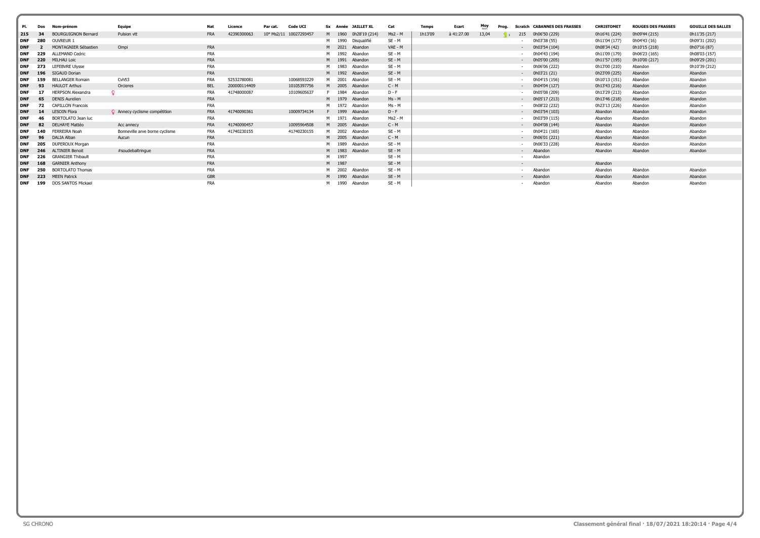| Pl. | Dos | Nom-prénom | Equipe | Nat | Licence | Par cat. | Code UCI | Sx | Année | JAILLET XL | Cat | Temps | Ecart | Moy | Prog. | Scratch | CABANNES DES FRASSES | CHRISTOMET | ROUGES DES FRASSES | GOUILLE DES SALLES |
|---|---|---|---|---|---|---|---|---|---|---|---|---|---|---|---|---|---|---|---|---|
| 215 | 34 | BOURGUIGNON Bernard | Pulsion vtt | FRA | 42390300063 | 10° Ms2/11 | 10027293457 | M | 1960 | 0h28'19 (214) | Ms2 - M | 1h13'09 | à 41:27.00 | 13,04 | 1 | 215 | 0h06'50 (229) | 0h16'41 (224) | 0h09'44 (215) | 0h11'35 (217) |
| DNF | 280 | OUVREUR 1 | | | | | | M | 1990 | Disqualifié | SE - M | | | | | - | 0h03'38 (55) | 0h11'04 (177) | 0h04'43 (16) | 0h09'31 (202) |
| DNF | 2 | MONTAGNIER Sébastien | Ompi | FRA | | | | M | 2021 | Abandon | VAE - M | | | | | - | 0h03'54 (104) | 0h08'34 (42) | 0h10'15 (218) | 0h07'16 (87) |
| DNF | 229 | ALLEMAND Cedric | | FRA | | | | M | 1992 | Abandon | SE - M | | | | | - | 0h04'43 (194) | 0h11'09 (179) | 0h06'23 (165) | 0h08'03 (157) |
| DNF | 220 | MILHAU Loic | | FRA | | | | M | 1991 | Abandon | SE - M | | | | | - | 0h05'00 (205) | 0h11'57 (195) | 0h10'00 (217) | 0h09'29 (201) |
| DNF | 273 | LEFEBVRE Ulysse | | FRA | | | | M | 1983 | Abandon | SE - M | | | | | - | 0h06'06 (222) | 0h13'00 (210) | Abandon | 0h10'39 (212) |
| DNF | 196 | SIGAUD Dorian | | FRA | | | | M | 1992 | Abandon | SE - M | | | | | - | 0h03'21 (21) | 0h23'09 (225) | Abandon | Abandon |
| DNF | 159 | BELLANGER Romain | Cvh53 | FRA | 52532780081 | | 10068593229 | M | 2001 | Abandon | SE - M | | | | | - | 0h04'15 (156) | 0h10'13 (151) | Abandon | Abandon |
| DNF | 93 | HAULOT Arthus | Orcieres | BEL | 200000114409 | | 10105397756 | M | 2005 | Abandon | C - M | | | | | - | 0h04'04 (127) | 0h13'43 (216) | Abandon | Abandon |
| DNF | 17 | HERPSON Alexandra ♀ | | FRA | 41748000087 | | 10109605637 | F | 1984 | Abandon | D - F | | | | | - | 0h05'08 (209) | 0h13'29 (213) | Abandon | Abandon |
| DNF | 65 | DENIS Aurelien | | FRA | | | | M | 1979 | Abandon | Ms - M | | | | | - | 0h05'17 (213) | 0h13'46 (218) | Abandon | Abandon |
| DNF | 72 | CAPILLON Francois | | FRA | | | | M | 1972 | Abandon | Ms - M | | | | | - | 0h08'22 (232) | 0h23'13 (226) | Abandon | Abandon |
| DNF | 14 | LESOIN Flora | ♀ Annecy cyclisme compétition | FRA | 41740090361 | | 10009734134 | F | 1999 | Abandon | D - F | | | | | - | 0h03'54 (103) | Abandon | Abandon | Abandon |
| DNF | 46 | BORTOLATO Jean luc | | FRA | | | | M | 1971 | Abandon | Ms2 - M | | | | | - | 0h03'59 (115) | Abandon | Abandon | Abandon |
| DNF | 82 | DELHAYE Mattéo | Acc annecy | FRA | 41740090457 | | 10095964508 | M | 2005 | Abandon | C - M | | | | | - | 0h04'08 (144) | Abandon | Abandon | Abandon |
| DNF | 140 | FERREIRA Noah | Bonneville arve borne cyclisme | FRA | 41740230155 | | 41740230155 | M | 2002 | Abandon | SE - M | | | | | - | 0h04'21 (165) | Abandon | Abandon | Abandon |
| DNF | 96 | DALIA Alban | Aucun | FRA | | | | M | 2005 | Abandon | C - M | | | | | - | 0h06'01 (221) | Abandon | Abandon | Abandon |
| DNF | 205 | DUPEROUX Morgan | | FRA | | | | M | 1989 | Abandon | SE - M | | | | | - | 0h06'33 (228) | Abandon | Abandon | Abandon |
| DNF | 246 | ALTINIER Benoit | #soudebaltringue | FRA | | | | M | 1983 | Abandon | SE - M | | | | | - | Abandon | Abandon | Abandon | Abandon |
| DNF | 226 | GRANGIER Thibault | | FRA | | | | M | 1997 | | SE - M | | | | | - | Abandon | | | |
| DNF | 168 | GARNIER Anthony | | FRA | | | | M | 1987 | | SE - M | | | | | - | | Abandon | | |
| DNF | 250 | BORTOLATO Thomas | | FRA | | | | M | 2002 | Abandon | SE - M | | | | | - | Abandon | Abandon | Abandon | Abandon |
| DNF | 223 | MEEN Patrick | | GBR | | | | M | 1990 | Abandon | SE - M | | | | | - | Abandon | Abandon | Abandon | Abandon |
| DNF | 199 | DOS SANTOS Mickael | | FRA | | | | M | 1990 | Abandon | SE - M | | | | | - | Abandon | Abandon | Abandon | Abandon |

SG CHRONO

Classement général final · 18/07/2021 18:20:14